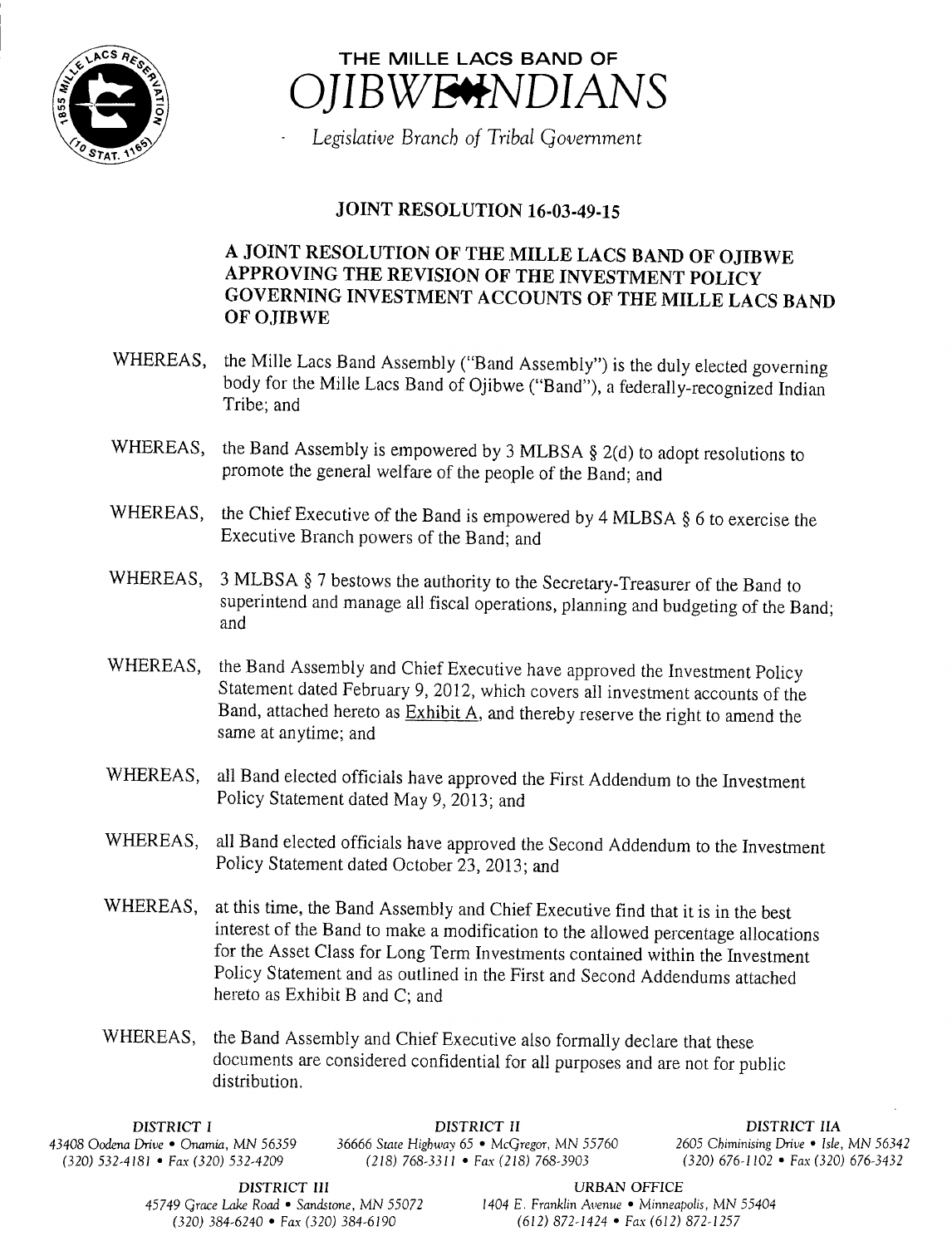# THE MILLE LACS BAND OF OJIBWE INDIANS

*Legislative Branch of Tribal Government*

## JOINT RESOLUTION 16-03-49-15

### A JOINT RESOLUTION OF THE MILLE LACS BAND OF OJIBWE APPROVING THE REVISION OF THE INVESTMENT POLICY GOVERNING INVESTMENT ACCOUNTS OF THE MILLE LACS BAND OF OJIBWE

WHEREAS, the Mille Lacs Band Assembly ("Band Assembly") is the duly elected governing body for the Mille Lacs Band of Ojibwe ("Band"), a federally-recognized Indian Tribe; and

WHEREAS, the Band Assembly is empowered by 3 MLBSA § 2(d) to adopt resolutions to promote the general welfare of the people of the Band; and

WHEREAS, the Chief Executive of the Band is empowered by 4 MLBSA § 6 to exercise the Executive Branch powers of the Band; and

WHEREAS, 3 MLBSA § 7 bestows the authority to the Secretary-Treasurer of the Band to superintend and manage all fiscal operations, planning and budgeting of the Band; and

WHEREAS, the Band Assembly and Chief Executive have approved the Investment Policy Statement dated February 9, 2012, which covers all investment accounts of the Band, attached hereto as Exhibit A, and thereby reserve the right to amend the same at anytime; and

WHEREAS, all Band elected officials have approved the First Addendum to the Investment Policy Statement dated May 9, 2013; and

WHEREAS, all Band elected officials have approved the Second Addendum to the Investment Policy Statement dated October 23, 2013; and

WHEREAS, at this time, the Band Assembly and Chief Executive find that it is in the best interest of the Band to make a modification to the allowed percentage allocations for the Asset Class for Long Term Investments contained within the Investment Policy Statement and as outlined in the First and Second Addendums attached hereto as Exhibit B and C; and

WHEREAS, the Band Assembly and Chief Executive also formally declare that these documents are considered confidential for all purposes and are not for public distribution.

DISTRICT I
43408 Oodena Drive • Onamia, MN 56359
(320) 532-4181 • Fax (320) 532-4209

DISTRICT II
36666 State Highway 65 • McGregor, MN 55760
(218) 768-3311 • Fax (218) 768-3903

DISTRICT IIA
2605 Chiminising Drive • Isle, MN 56342
(320) 676-1102 • Fax (320) 676-3432

DISTRICT III
45749 Grace Lake Road • Sandstone, MN 55072
(320) 384-6240 • Fax (320) 384-6190

URBAN OFFICE
1404 E. Franklin Avenue • Minneapolis, MN 55404
(612) 872-1424 • Fax (612) 872-1257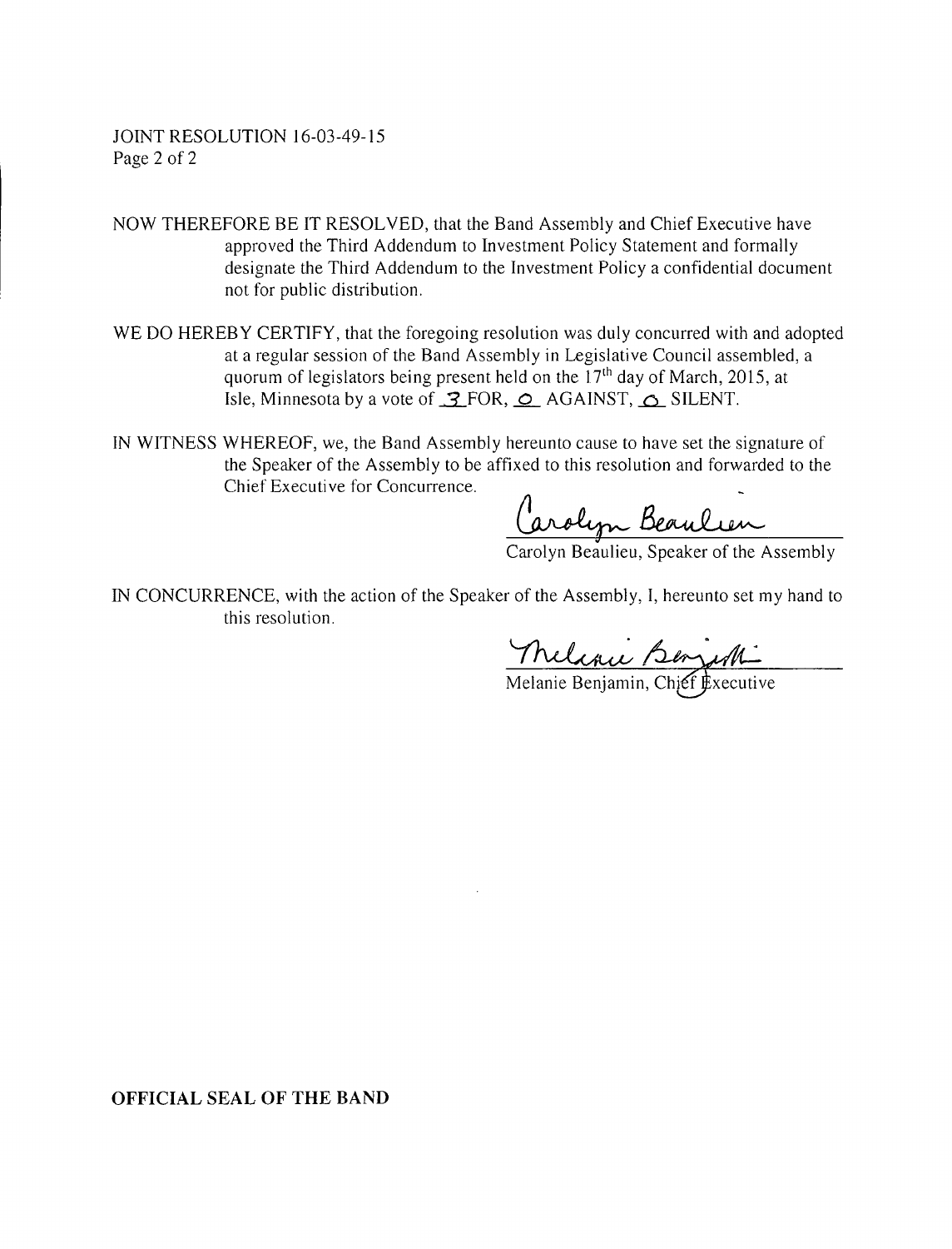JOINT RESOLUTION 16-03-49-15
Page 2 of 2

NOW THEREFORE BE IT RESOLVED, that the Band Assembly and Chief Executive have approved the Third Addendum to Investment Policy Statement and formally designate the Third Addendum to the Investment Policy a confidential document not for public distribution.

WE DO HEREBY CERTIFY, that the foregoing resolution was duly concurred with and adopted at a regular session of the Band Assembly in Legislative Council assembled, a quorum of legislators being present held on the 17th day of March, 2015, at Isle, Minnesota by a vote of 3 FOR, 0 AGAINST, 0 SILENT.

IN WITNESS WHEREOF, we, the Band Assembly hereunto cause to have set the signature of the Speaker of the Assembly to be affixed to this resolution and forwarded to the Chief Executive for Concurrence.

Carolyn Beaulieu
Carolyn Beaulieu, Speaker of the Assembly

IN CONCURRENCE, with the action of the Speaker of the Assembly, I, hereunto set my hand to this resolution.

Melanie Benjamin
Melanie Benjamin, Chief Executive

**OFFICIAL SEAL OF THE BAND**